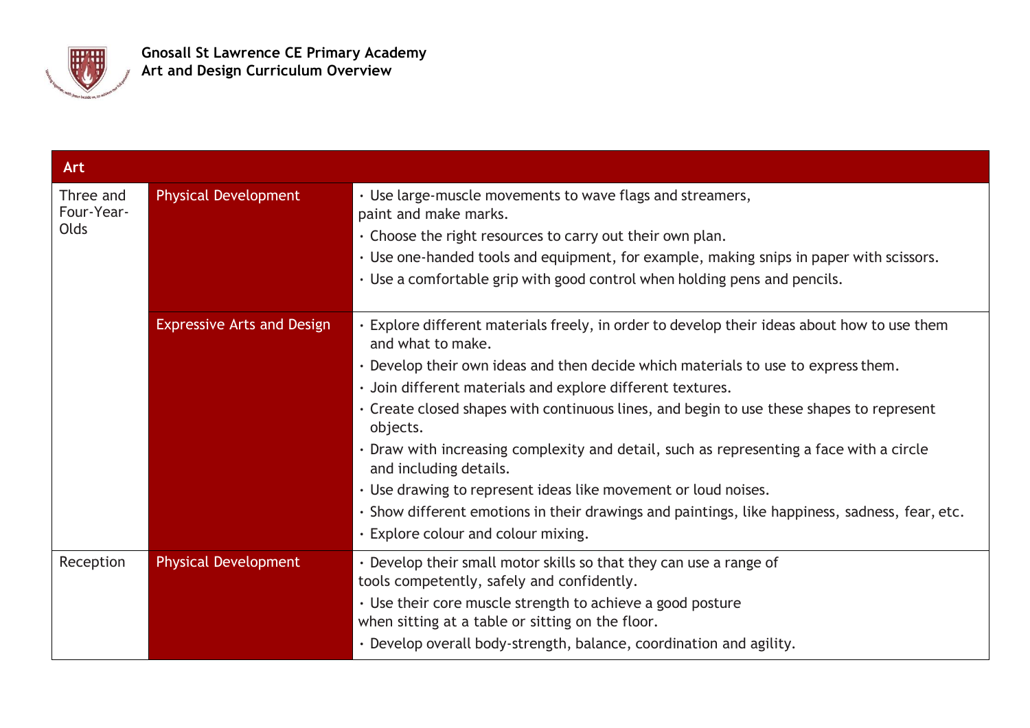**Gnosall St Lawrence CE Primary Academy**
**Art and Design Curriculum Overview**

| Art | | |
|---|---|---|
| Three and Four-Year-Olds | Physical Development | • Use large-muscle movements to wave flags and streamers, paint and make marks.<br>• Choose the right resources to carry out their own plan.<br>• Use one-handed tools and equipment, for example, making snips in paper with scissors.<br>• Use a comfortable grip with good control when holding pens and pencils. |
| | Expressive Arts and Design | • Explore different materials freely, in order to develop their ideas about how to use them and what to make.<br>• Develop their own ideas and then decide which materials to use to express them.<br>• Join different materials and explore different textures.<br>• Create closed shapes with continuous lines, and begin to use these shapes to represent objects.<br>• Draw with increasing complexity and detail, such as representing a face with a circle and including details.<br>• Use drawing to represent ideas like movement or loud noises.<br>• Show different emotions in their drawings and paintings, like happiness, sadness, fear, etc.<br>• Explore colour and colour mixing. |
| Reception | Physical Development | • Develop their small motor skills so that they can use a range of tools competently, safely and confidently.<br>• Use their core muscle strength to achieve a good posture when sitting at a table or sitting on the floor.<br>• Develop overall body-strength, balance, coordination and agility. |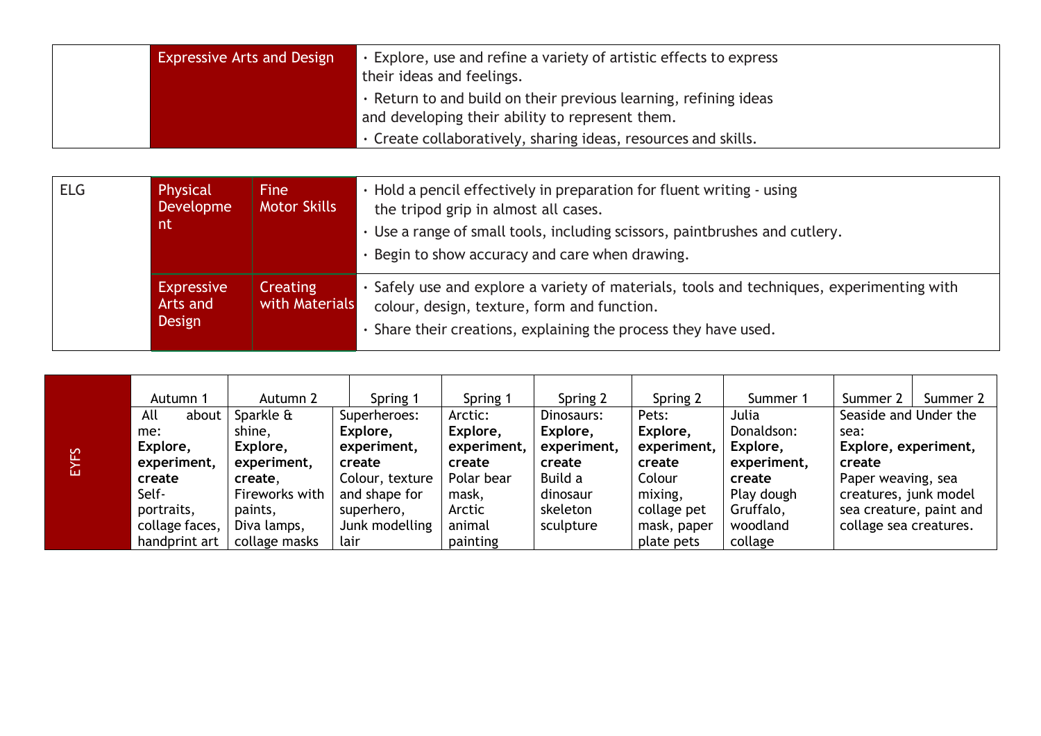| | Expressive Arts and Design | · Explore, use and refine a variety of artistic effects to express their ideas and feelings.<br>· Return to and build on their previous learning, refining ideas and developing their ability to represent them.<br>· Create collaboratively, sharing ideas, resources and skills. |
|---|---|---|

| ELG | Physical Development | Fine Motor Skills | · Hold a pencil effectively in preparation for fluent writing - using the tripod grip in almost all cases.<br>· Use a range of small tools, including scissors, paintbrushes and cutlery.<br>· Begin to show accuracy and care when drawing. |
|---|---|---|---|
| | Expressive Arts and Design | Creating with Materials | · Safely use and explore a variety of materials, tools and techniques, experimenting with colour, design, texture, form and function.<br>· Share their creations, explaining the process they have used. |

| EYFS | Autumn 1 | Autumn 2 | Spring 1 | Spring 1 | Spring 2 | Spring 2 | Summer 1 | Summer 2 | Summer 2 |
|---|---|---|---|---|---|---|---|---|---|
| | All about me: **Explore, experiment, create** Self-portraits, collage faces, handprint art | Sparkle & shine, **Explore, experiment, create**, Fireworks with paints, Diva lamps, collage masks | Superheroes: **Explore, experiment, create** Colour, texture and shape for superhero, Junk modelling lair | Arctic: **Explore, experiment, create** Polar bear mask, Arctic animal painting | Dinosaurs: **Explore, experiment, create** Build a dinosaur skeleton sculpture | Pets: **Explore, experiment, create** Colour mixing, collage pet mask, paper plate pets | Julia Donaldson: **Explore, experiment, create** Play dough Gruffalo, woodland collage | Seaside and Under the sea: **Explore, experiment, create** Paper weaving, sea creatures, junk model sea creature, paint and collage sea creatures. | |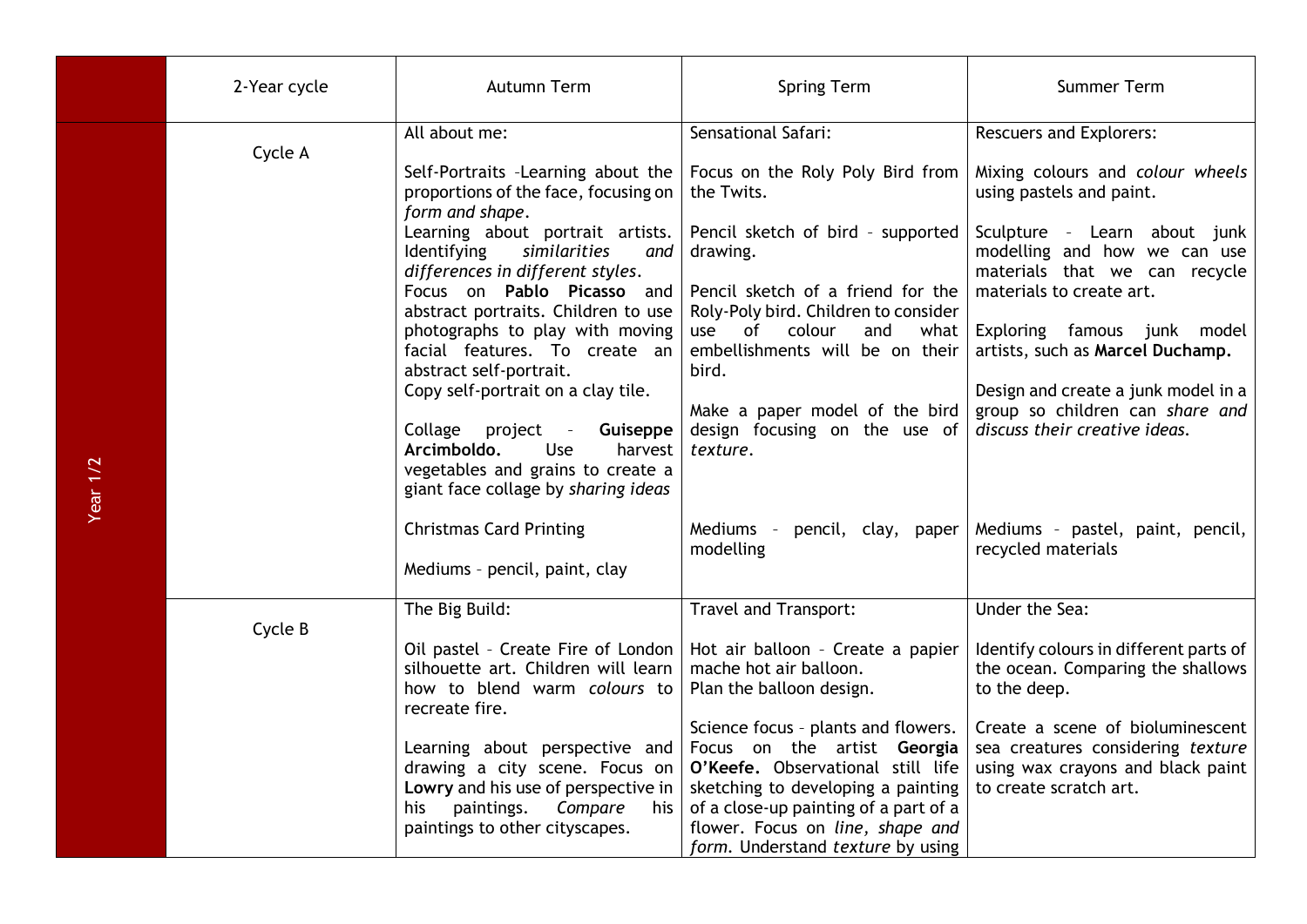|  | 2-Year cycle | Autumn Term | Spring Term | Summer Term |
|---|---|---|---|---|
| Year 1/2 | Cycle A | All about me:<br><br>Self-Portraits -Learning about the proportions of the face, focusing on *form and shape*.<br>Learning about portrait artists. Identifying *similarities and differences in different styles*.<br>Focus on **Pablo Picasso** and abstract portraits. Children to use photographs to play with moving facial features. To create an abstract self-portrait.<br>Copy self-portrait on a clay tile.<br><br>Collage project - **Guiseppe Arcimboldo.** Use harvest vegetables and grains to create a giant face collage by *sharing ideas*<br><br>Christmas Card Printing<br><br>Mediums – pencil, paint, clay | Sensational Safari:<br><br>Focus on the Roly Poly Bird from the Twits.<br><br>Pencil sketch of bird – supported drawing.<br><br>Pencil sketch of a friend for the Roly-Poly bird. Children to consider use of colour and what embellishments will be on their bird.<br><br>Make a paper model of the bird design focusing on the use of *texture*.<br><br>Mediums – pencil, clay, paper modelling | Rescuers and Explorers:<br><br>Mixing colours and *colour wheels* using pastels and paint.<br><br>Sculpture – Learn about junk modelling and how we can use materials that we can recycle materials to create art.<br><br>Exploring famous junk model artists, such as **Marcel Duchamp.**<br><br>Design and create a junk model in a group so children can *share and discuss their creative ideas.*<br><br>Mediums – pastel, paint, pencil, recycled materials |
|  | Cycle B | The Big Build:<br><br>Oil pastel – Create Fire of London silhouette art. Children will learn how to blend warm *colours* to recreate fire.<br><br>Learning about perspective and drawing a city scene. Focus on **Lowry** and his use of perspective in his paintings. *Compare* his paintings to other cityscapes. | Travel and Transport:<br><br>Hot air balloon – Create a papier mache hot air balloon.<br>Plan the balloon design.<br><br>Science focus – plants and flowers. Focus on the artist **Georgia O'Keefe.** Observational still life sketching to developing a painting of a close-up painting of a part of a flower. Focus on *line, shape and form*. Understand *texture* by using | Under the Sea:<br><br>Identify colours in different parts of the ocean. Comparing the shallows to the deep.<br><br>Create a scene of bioluminescent sea creatures considering *texture* using wax crayons and black paint to create scratch art. |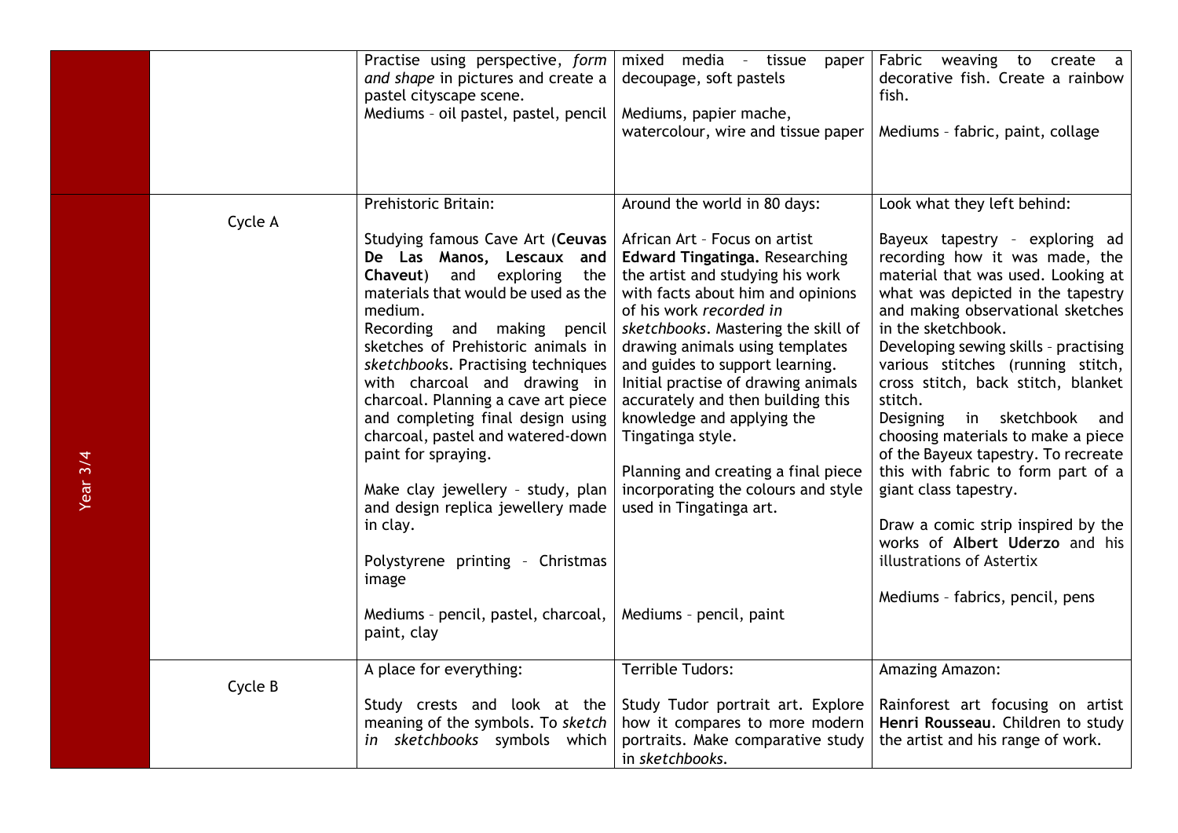|  |  |  |  |  |
|---|---|---|---|---|
|  |  | Practise using perspective, *form and shape* in pictures and create a pastel cityscape scene.<br>Mediums – oil pastel, pastel, pencil | mixed media - tissue paper decoupage, soft pastels<br><br>Mediums, papier mache, watercolour, wire and tissue paper | Fabric weaving to create a decorative fish. Create a rainbow fish.<br><br>Mediums – fabric, paint, collage |
| Year 3/4 | Cycle A | Prehistoric Britain:<br><br>Studying famous Cave Art (**Ceuvas De Las Manos, Lescaux and Chaveut**) and exploring the materials that would be used as the medium.<br>Recording and making pencil sketches of Prehistoric animals in *sketchbooks*. Practising techniques with charcoal and drawing in charcoal. Planning a cave art piece and completing final design using charcoal, pastel and watered-down paint for spraying.<br><br>Make clay jewellery – study, plan and design replica jewellery made in clay.<br><br>Polystyrene printing – Christmas image<br><br>Mediums – pencil, pastel, charcoal, paint, clay | Around the world in 80 days:<br><br>African Art – Focus on artist **Edward Tingatinga.** Researching the artist and studying his work with facts about him and opinions of his work *recorded in sketchbooks*. Mastering the skill of drawing animals using templates and guides to support learning. Initial practise of drawing animals accurately and then building this knowledge and applying the Tingatinga style.<br><br>Planning and creating a final piece incorporating the colours and style used in Tingatinga art.<br><br>Mediums – pencil, paint | Look what they left behind:<br><br>Bayeux tapestry – exploring ad recording how it was made, the material that was used. Looking at what was depicted in the tapestry and making observational sketches in the sketchbook.<br>Developing sewing skills - practising various stitches (running stitch, cross stitch, back stitch, blanket stitch.<br>Designing in sketchbook and choosing materials to make a piece of the Bayeux tapestry. To recreate this with fabric to form part of a giant class tapestry.<br><br>Draw a comic strip inspired by the works of **Albert Uderzo** and his illustrations of Astertix<br><br>Mediums – fabrics, pencil, pens |
|  | Cycle B | A place for everything:<br><br>Study crests and look at the meaning of the symbols. To *sketch in sketchbooks* symbols which | Terrible Tudors:<br><br>Study Tudor portrait art. Explore how it compares to more modern portraits. Make comparative study in *sketchbooks*. | Amazing Amazon:<br><br>Rainforest art focusing on artist **Henri Rousseau**. Children to study the artist and his range of work. |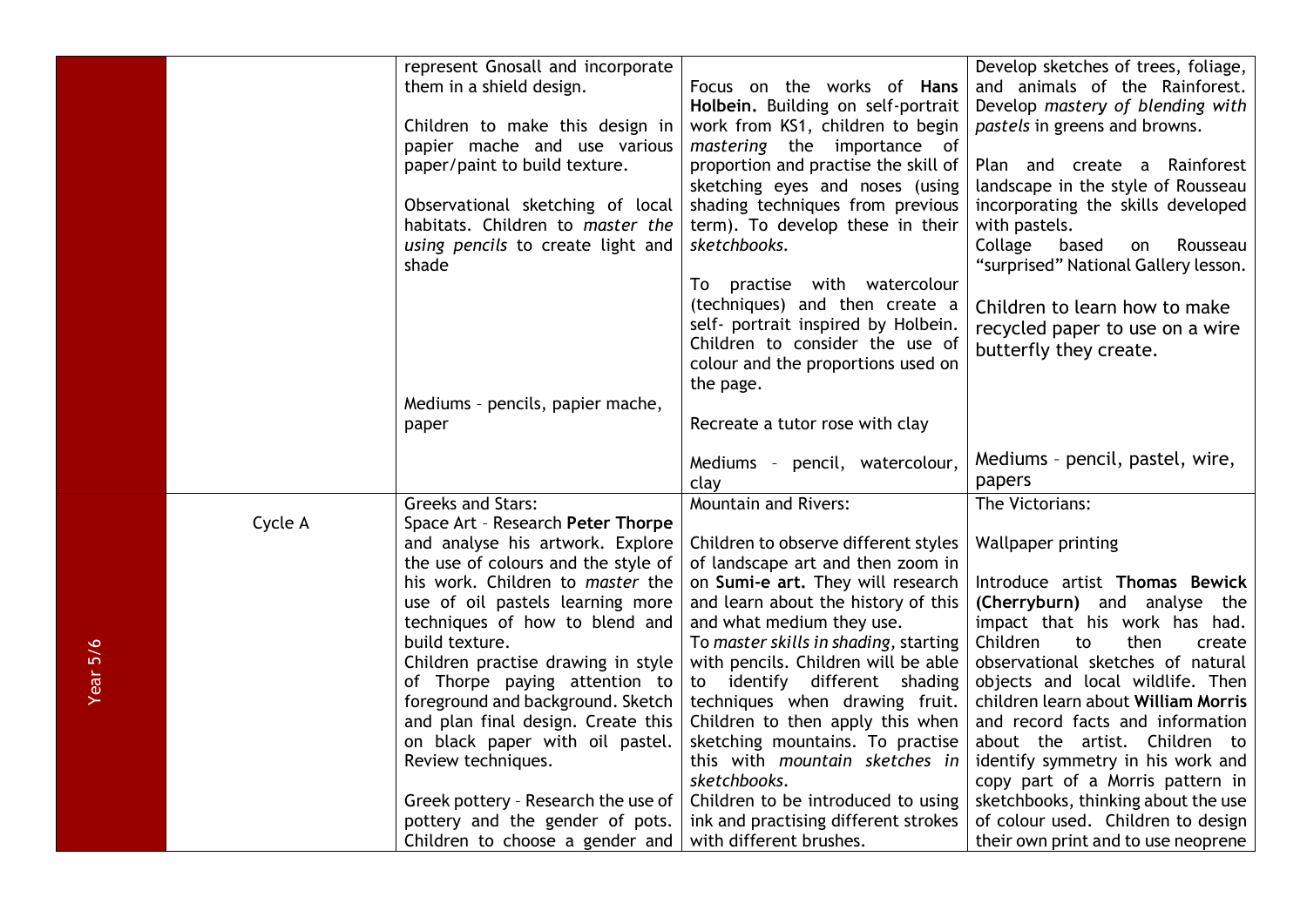| | | | | |
|---|---|---|---|---|
| | | represent Gnosall and incorporate them in a shield design.<br><br>Children to make this design in papier mache and use various paper/paint to build texture.<br><br>Observational sketching of local habitats. Children to *master the using pencils* to create light and shade<br><br>Mediums – pencils, papier mache, paper | Focus on the works of **Hans Holbein.** Building on self-portrait work from KS1, children to begin *mastering* the importance of proportion and practise the skill of sketching eyes and noses (using shading techniques from previous term). To develop these in their *sketchbooks.*<br><br>To practise with watercolour (techniques) and then create a self- portrait inspired by Holbein. Children to consider the use of colour and the proportions used on the page.<br><br>Recreate a tutor rose with clay<br><br>Mediums – pencil, watercolour, clay | Develop sketches of trees, foliage, and animals of the Rainforest. Develop *mastery of blending with pastels* in greens and browns.<br><br>Plan and create a Rainforest landscape in the style of Rousseau incorporating the skills developed with pastels.<br>Collage based on Rousseau "surprised" National Gallery lesson.<br><br>Children to learn how to make recycled paper to use on a wire butterfly they create.<br><br>Mediums – pencil, pastel, wire, papers |
| Year 5/6 | Cycle A | Greeks and Stars:<br>Space Art – Research **Peter Thorpe** and analyse his artwork. Explore the use of colours and the style of his work. Children to *master* the use of oil pastels learning more techniques of how to blend and build texture.<br>Children practise drawing in style of Thorpe paying attention to foreground and background. Sketch and plan final design. Create this on black paper with oil pastel. Review techniques.<br><br>Greek pottery – Research the use of pottery and the gender of pots. Children to choose a gender and | Mountain and Rivers:<br><br>Children to observe different styles of landscape art and then zoom in on **Sumi-e art.** They will research and learn about the history of this and what medium they use.<br>To *master skills in shading,* starting with pencils. Children will be able to identify different shading techniques when drawing fruit. Children to then apply this when sketching mountains. To practise this with *mountain sketches in sketchbooks.*<br>Children to be introduced to using ink and practising different strokes with different brushes. | The Victorians:<br><br>Wallpaper printing<br><br>Introduce artist **Thomas Bewick (Cherryburn)** and analyse the impact that his work has had. Children to then create observational sketches of natural objects and local wildlife. Then children learn about **William Morris** and record facts and information about the artist. Children to identify symmetry in his work and copy part of a Morris pattern in sketchbooks, thinking about the use of colour used. Children to design their own print and to use neoprene |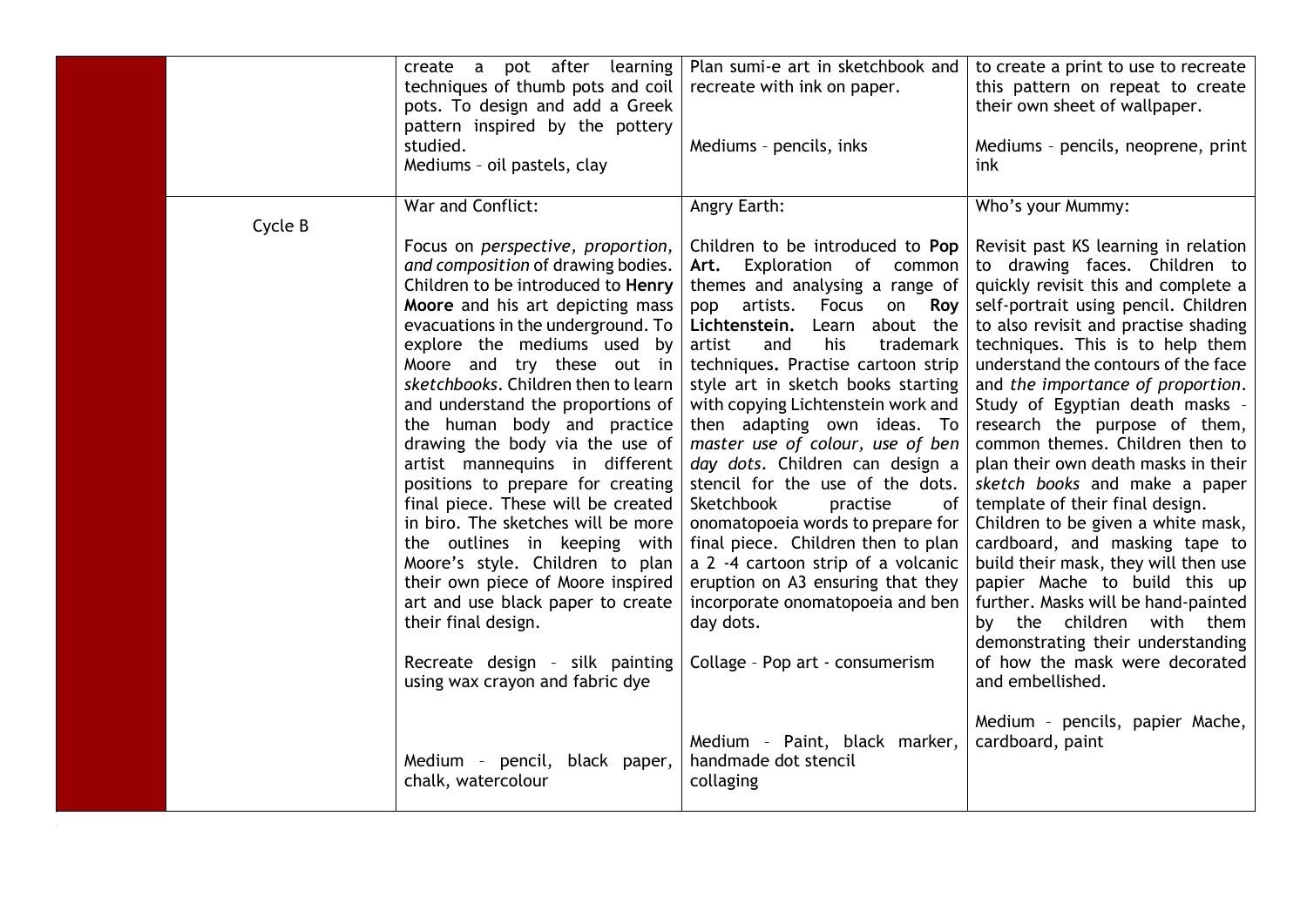| | | | | |
|---|---|---|---|---|
| | | create a pot after learning techniques of thumb pots and coil pots. To design and add a Greek pattern inspired by the pottery studied.<br>Mediums – oil pastels, clay | Plan sumi-e art in sketchbook and recreate with ink on paper.<br><br>Mediums – pencils, inks | to create a print to use to recreate this pattern on repeat to create their own sheet of wallpaper.<br><br>Mediums – pencils, neoprene, print ink |
| | Cycle B | War and Conflict:<br><br>Focus on *perspective, proportion, and composition* of drawing bodies. Children to be introduced to **Henry Moore** and his art depicting mass evacuations in the underground. To explore the mediums used by Moore and try these out in *sketchbooks*. Children then to learn and understand the proportions of the human body and practice drawing the body via the use of artist mannequins in different positions to prepare for creating final piece. These will be created in biro. The sketches will be more the outlines in keeping with Moore's style. Children to plan their own piece of Moore inspired art and use black paper to create their final design.<br><br>Recreate design – silk painting using wax crayon and fabric dye<br><br>Medium – pencil, black paper, chalk, watercolour | Angry Earth:<br><br>Children to be introduced to **Pop Art.** Exploration of common themes and analysing a range of pop artists. Focus on **Roy Lichtenstein.** Learn about the artist and his trademark techniques**.** Practise cartoon strip style art in sketch books starting with copying Lichtenstein work and then adapting own ideas. To *master use of colour, use of ben day dots*. Children can design a stencil for the use of the dots. Sketchbook practise of onomatopoeia words to prepare for final piece. Children then to plan a 2 -4 cartoon strip of a volcanic eruption on A3 ensuring that they incorporate onomatopoeia and ben day dots.<br><br>Collage – Pop art – consumerism<br><br>Medium – Paint, black marker, handmade dot stencil collaging | Who's your Mummy:<br><br>Revisit past KS learning in relation to drawing faces. Children to quickly revisit this and complete a self-portrait using pencil. Children to also revisit and practise shading techniques. This is to help them understand the contours of the face and *the importance of proportion*. Study of Egyptian death masks – research the purpose of them, common themes. Children then to plan their own death masks in their *sketch books* and make a paper template of their final design. Children to be given a white mask, cardboard, and masking tape to build their mask, they will then use papier Mache to build this up further. Masks will be hand-painted by the children with them demonstrating their understanding of how the mask were decorated and embellished.<br><br>Medium – pencils, papier Mache, cardboard, paint |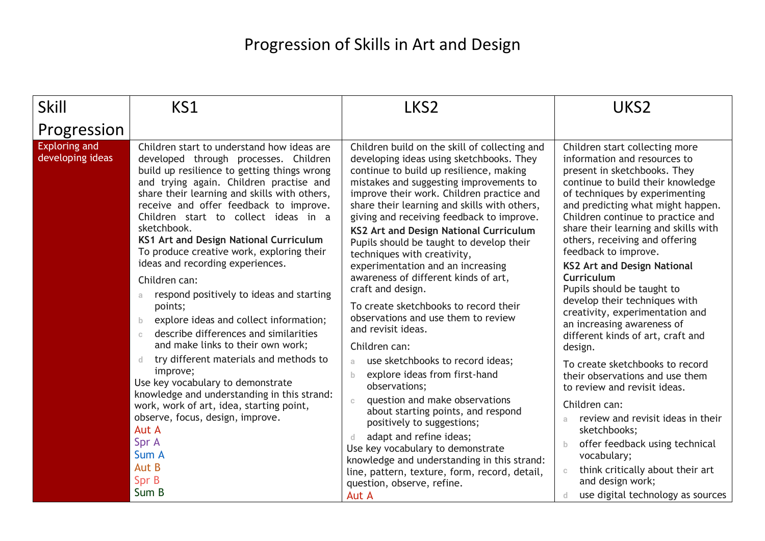# Progression of Skills in Art and Design

| Skill Progression | KS1 | LKS2 | UKS2 |
|---|---|---|---|
| Exploring and developing ideas | Children start to understand how ideas are developed through processes. Children build up resilience to getting things wrong and trying again. Children practise and share their learning and skills with others, receive and offer feedback to improve. Children start to collect ideas in a sketchbook.<br>**KS1 Art and Design National Curriculum**<br>To produce creative work, exploring their ideas and recording experiences.<br><br>Children can:<br>a respond positively to ideas and starting points;<br>b explore ideas and collect information;<br>c describe differences and similarities and make links to their own work;<br>d try different materials and methods to improve;<br>Use key vocabulary to demonstrate knowledge and understanding in this strand: work, work of art, idea, starting point, observe, focus, design, improve.<br>Aut A<br>Spr A<br>Sum A<br>Aut B<br>Spr B<br>Sum B | Children build on the skill of collecting and developing ideas using sketchbooks. They continue to build up resilience, making mistakes and suggesting improvements to improve their work. Children practice and share their learning and skills with others, giving and receiving feedback to improve.<br>**KS2 Art and Design National Curriculum**<br>Pupils should be taught to develop their techniques with creativity, experimentation and an increasing awareness of different kinds of art, craft and design.<br><br>To create sketchbooks to record their observations and use them to review and revisit ideas.<br><br>Children can:<br>a use sketchbooks to record ideas;<br>b explore ideas from first-hand observations;<br>c question and make observations about starting points, and respond positively to suggestions;<br>d adapt and refine ideas;<br>Use key vocabulary to demonstrate knowledge and understanding in this strand: line, pattern, texture, form, record, detail, question, observe, refine.<br>Aut A | Children start collecting more information and resources to present in sketchbooks. They continue to build their knowledge of techniques by experimenting and predicting what might happen. Children continue to practice and share their learning and skills with others, receiving and offering feedback to improve.<br>**KS2 Art and Design National Curriculum**<br>Pupils should be taught to develop their techniques with creativity, experimentation and an increasing awareness of different kinds of art, craft and design.<br><br>To create sketchbooks to record their observations and use them to review and revisit ideas.<br><br>Children can:<br>a review and revisit ideas in their sketchbooks;<br>b offer feedback using technical vocabulary;<br>c think critically about their art and design work;<br>d use digital technology as sources |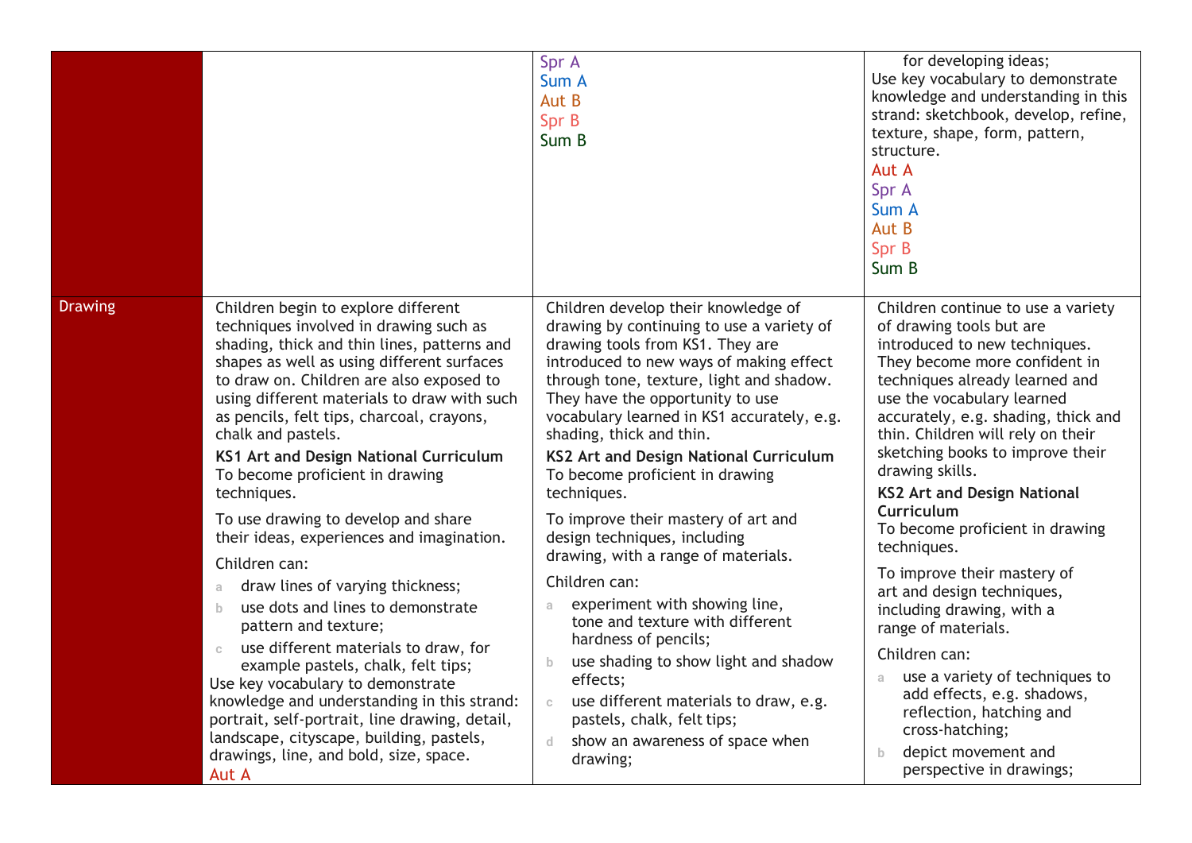| | | | |
|---|---|---|---|
| | | Spr A<br>Sum A<br>Aut B<br>Spr B<br>Sum B | for developing ideas;<br>Use key vocabulary to demonstrate knowledge and understanding in this strand: sketchbook, develop, refine, texture, shape, form, pattern, structure.<br>Aut A<br>Spr A<br>Sum A<br>Aut B<br>Spr B<br>Sum B |
| Drawing | Children begin to explore different techniques involved in drawing such as shading, thick and thin lines, patterns and shapes as well as using different surfaces to draw on. Children are also exposed to using different materials to draw with such as pencils, felt tips, charcoal, crayons, chalk and pastels.<br>**KS1 Art and Design National Curriculum**<br>To become proficient in drawing techniques.<br>To use drawing to develop and share their ideas, experiences and imagination.<br>Children can:<br>a draw lines of varying thickness;<br>b use dots and lines to demonstrate pattern and texture;<br>c use different materials to draw, for example pastels, chalk, felt tips;<br>Use key vocabulary to demonstrate knowledge and understanding in this strand: portrait, self-portrait, line drawing, detail, landscape, cityscape, building, pastels, drawings, line, and bold, size, space.<br>Aut A | Children develop their knowledge of drawing by continuing to use a variety of drawing tools from KS1. They are introduced to new ways of making effect through tone, texture, light and shadow. They have the opportunity to use vocabulary learned in KS1 accurately, e.g. shading, thick and thin.<br>**KS2 Art and Design National Curriculum**<br>To become proficient in drawing techniques.<br>To improve their mastery of art and design techniques, including drawing, with a range of materials.<br>Children can:<br>a experiment with showing line, tone and texture with different hardness of pencils;<br>b use shading to show light and shadow effects;<br>c use different materials to draw, e.g. pastels, chalk, felt tips;<br>d show an awareness of space when drawing; | Children continue to use a variety of drawing tools but are introduced to new techniques. They become more confident in techniques already learned and use the vocabulary learned accurately, e.g. shading, thick and thin. Children will rely on their sketching books to improve their drawing skills.<br>**KS2 Art and Design National Curriculum**<br>To become proficient in drawing techniques.<br>To improve their mastery of art and design techniques, including drawing, with a range of materials.<br>Children can:<br>a use a variety of techniques to add effects, e.g. shadows, reflection, hatching and cross-hatching;<br>b depict movement and perspective in drawings; |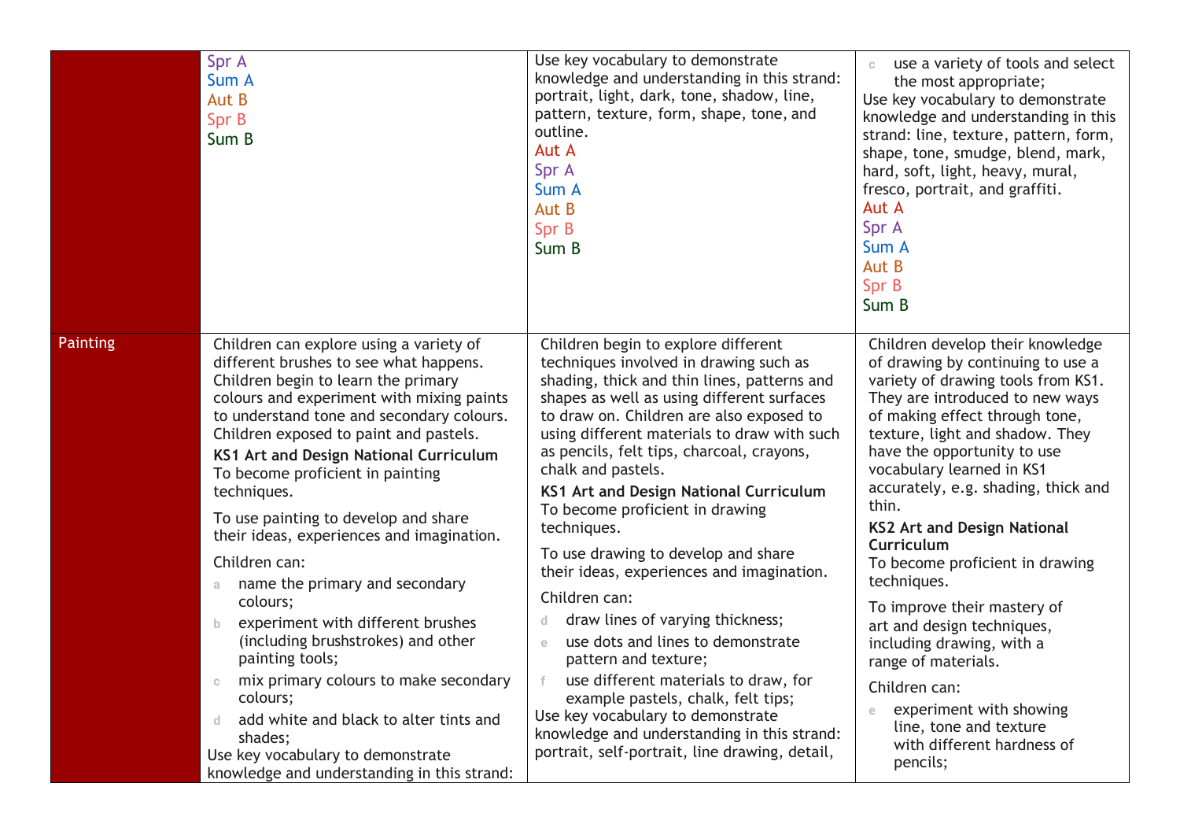| | | | |
|---|---|---|---|
| | Spr A<br>Sum A<br>Aut B<br>Spr B<br>Sum B | Use key vocabulary to demonstrate knowledge and understanding in this strand: portrait, light, dark, tone, shadow, line, pattern, texture, form, shape, tone, and outline.<br>Aut A<br>Spr A<br>Sum A<br>Aut B<br>Spr B<br>Sum B | c use a variety of tools and select the most appropriate;<br>Use key vocabulary to demonstrate knowledge and understanding in this strand: line, texture, pattern, form, shape, tone, smudge, blend, mark, hard, soft, light, heavy, mural, fresco, portrait, and graffiti.<br>Aut A<br>Spr A<br>Sum A<br>Aut B<br>Spr B<br>Sum B |
| Painting | Children can explore using a variety of different brushes to see what happens. Children begin to learn the primary colours and experiment with mixing paints to understand tone and secondary colours. Children exposed to paint and pastels.<br>**KS1 Art and Design National Curriculum**<br>To become proficient in painting techniques.<br>To use painting to develop and share their ideas, experiences and imagination.<br>Children can:<br>a name the primary and secondary colours;<br>b experiment with different brushes (including brushstrokes) and other painting tools;<br>c mix primary colours to make secondary colours;<br>d add white and black to alter tints and shades;<br>Use key vocabulary to demonstrate knowledge and understanding in this strand: | Children begin to explore different techniques involved in drawing such as shading, thick and thin lines, patterns and shapes as well as using different surfaces to draw on. Children are also exposed to using different materials to draw with such as pencils, felt tips, charcoal, crayons, chalk and pastels.<br>**KS1 Art and Design National Curriculum**<br>To become proficient in drawing techniques.<br>To use drawing to develop and share their ideas, experiences and imagination.<br>Children can:<br>d draw lines of varying thickness;<br>e use dots and lines to demonstrate pattern and texture;<br>f use different materials to draw, for example pastels, chalk, felt tips;<br>Use key vocabulary to demonstrate knowledge and understanding in this strand: portrait, self-portrait, line drawing, detail, | Children develop their knowledge of drawing by continuing to use a variety of drawing tools from KS1. They are introduced to new ways of making effect through tone, texture, light and shadow. They have the opportunity to use vocabulary learned in KS1 accurately, e.g. shading, thick and thin.<br>**KS2 Art and Design National Curriculum**<br>To become proficient in drawing techniques.<br>To improve their mastery of art and design techniques, including drawing, with a range of materials.<br>Children can:<br>e experiment with showing line, tone and texture with different hardness of pencils; |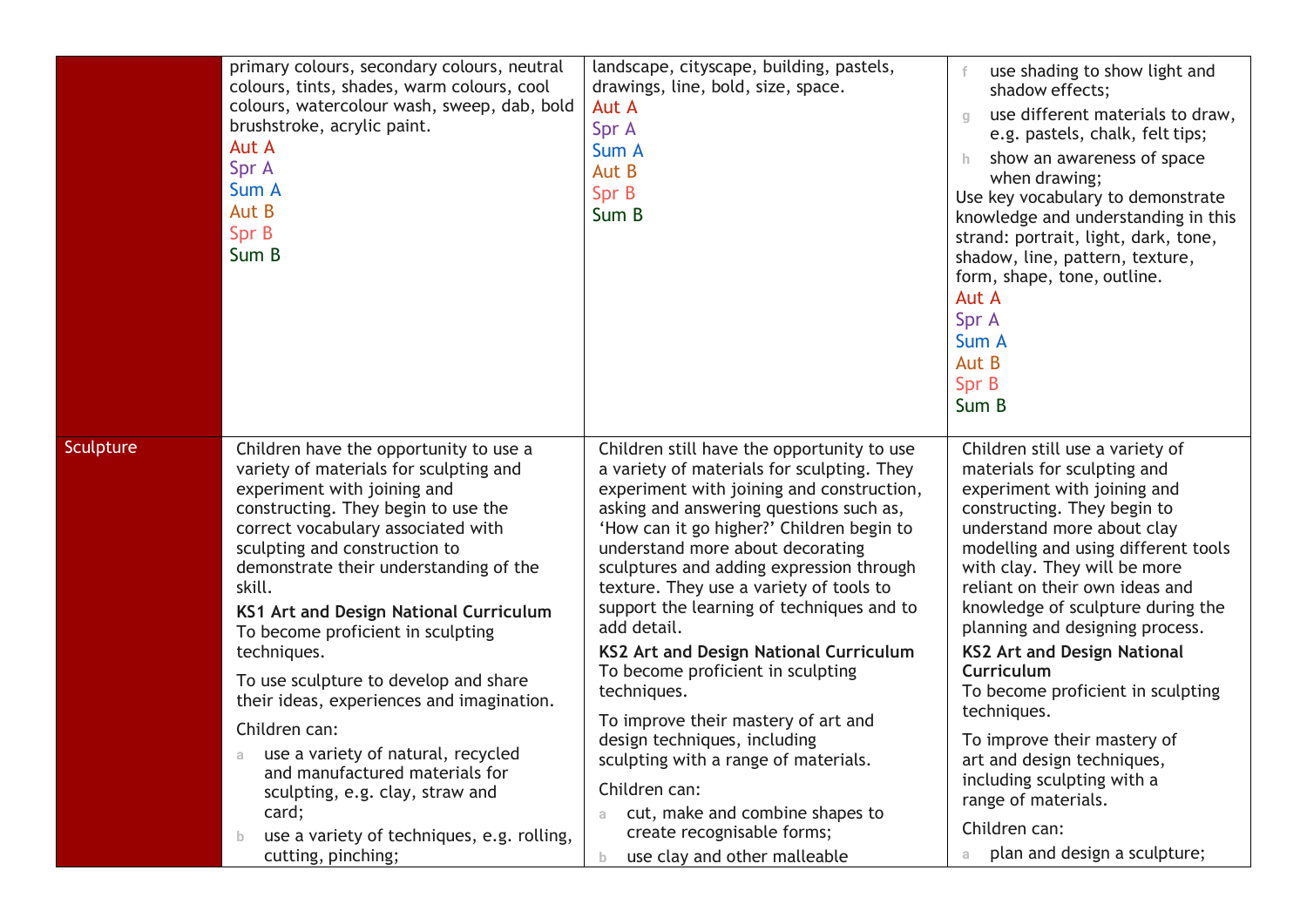| | | | |
|---|---|---|---|
| | primary colours, secondary colours, neutral colours, tints, shades, warm colours, cool colours, watercolour wash, sweep, dab, bold brushstroke, acrylic paint.<br>Aut A<br>Spr A<br>Sum A<br>Aut B<br>Spr B<br>Sum B | landscape, cityscape, building, pastels, drawings, line, bold, size, space.<br>Aut A<br>Spr A<br>Sum A<br>Aut B<br>Spr B<br>Sum B | f use shading to show light and shadow effects;<br>g use different materials to draw, e.g. pastels, chalk, felt tips;<br>h show an awareness of space when drawing;<br>Use key vocabulary to demonstrate knowledge and understanding in this strand: portrait, light, dark, tone, shadow, line, pattern, texture, form, shape, tone, outline.<br>Aut A<br>Spr A<br>Sum A<br>Aut B<br>Spr B<br>Sum B |
| Sculpture | Children have the opportunity to use a variety of materials for sculpting and experiment with joining and constructing. They begin to use the correct vocabulary associated with sculpting and construction to demonstrate their understanding of the skill.<br>**KS1 Art and Design National Curriculum**<br>To become proficient in sculpting techniques.<br>To use sculpture to develop and share their ideas, experiences and imagination.<br>Children can:<br>a use a variety of natural, recycled and manufactured materials for sculpting, e.g. clay, straw and card;<br>b use a variety of techniques, e.g. rolling, cutting, pinching; | Children still have the opportunity to use a variety of materials for sculpting. They experiment with joining and construction, asking and answering questions such as, 'How can it go higher?' Children begin to understand more about decorating sculptures and adding expression through texture. They use a variety of tools to support the learning of techniques and to add detail.<br>**KS2 Art and Design National Curriculum**<br>To become proficient in sculpting techniques.<br>To improve their mastery of art and design techniques, including sculpting with a range of materials.<br>Children can:<br>a cut, make and combine shapes to create recognisable forms;<br>b use clay and other malleable | Children still use a variety of materials for sculpting and experiment with joining and constructing. They begin to understand more about clay modelling and using different tools with clay. They will be more reliant on their own ideas and knowledge of sculpture during the planning and designing process.<br>**KS2 Art and Design National Curriculum**<br>To become proficient in sculpting techniques.<br>To improve their mastery of art and design techniques, including sculpting with a range of materials.<br>Children can:<br>a plan and design a sculpture; |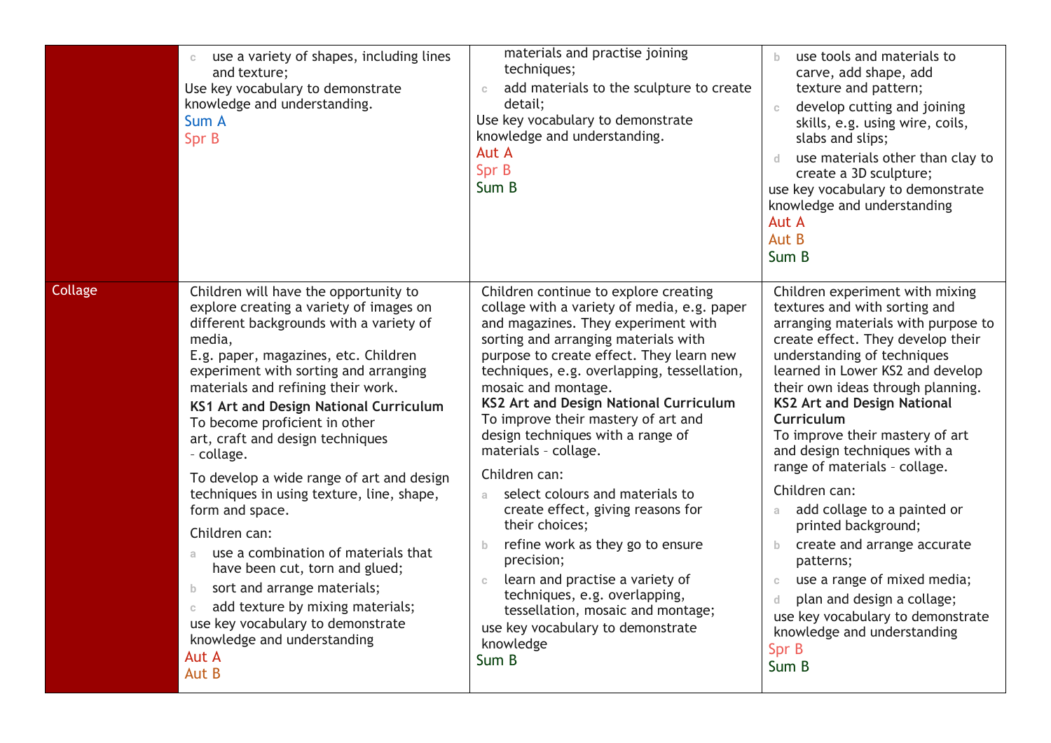| | | | |
|---|---|---|---|
| | c use a variety of shapes, including lines and texture;<br>Use key vocabulary to demonstrate knowledge and understanding.<br>Sum A<br>Spr B | materials and practise joining techniques;<br>c add materials to the sculpture to create detail;<br>Use key vocabulary to demonstrate knowledge and understanding.<br>Aut A<br>Spr B<br>Sum B | b use tools and materials to carve, add shape, add texture and pattern;<br>c develop cutting and joining skills, e.g. using wire, coils, slabs and slips;<br>d use materials other than clay to create a 3D sculpture;<br>use key vocabulary to demonstrate knowledge and understanding<br>Aut A<br>Aut B<br>Sum B |
| Collage | Children will have the opportunity to explore creating a variety of images on different backgrounds with a variety of media,<br>E.g. paper, magazines, etc. Children experiment with sorting and arranging materials and refining their work.<br>**KS1 Art and Design National Curriculum**<br>To become proficient in other art, craft and design techniques – collage.<br>To develop a wide range of art and design techniques in using texture, line, shape, form and space.<br>Children can:<br>a use a combination of materials that have been cut, torn and glued;<br>b sort and arrange materials;<br>c add texture by mixing materials;<br>use key vocabulary to demonstrate knowledge and understanding<br>Aut A<br>Aut B | Children continue to explore creating collage with a variety of media, e.g. paper and magazines. They experiment with sorting and arranging materials with purpose to create effect. They learn new techniques, e.g. overlapping, tessellation, mosaic and montage.<br>**KS2 Art and Design National Curriculum**<br>To improve their mastery of art and design techniques with a range of materials – collage.<br>Children can:<br>a select colours and materials to create effect, giving reasons for their choices;<br>b refine work as they go to ensure precision;<br>c learn and practise a variety of techniques, e.g. overlapping, tessellation, mosaic and montage;<br>use key vocabulary to demonstrate knowledge<br>Sum B | Children experiment with mixing textures and with sorting and arranging materials with purpose to create effect. They develop their understanding of techniques learned in Lower KS2 and develop their own ideas through planning.<br>**KS2 Art and Design National Curriculum**<br>To improve their mastery of art and design techniques with a range of materials – collage.<br>Children can:<br>a add collage to a painted or printed background;<br>b create and arrange accurate patterns;<br>c use a range of mixed media;<br>d plan and design a collage;<br>use key vocabulary to demonstrate knowledge and understanding<br>Spr B<br>Sum B |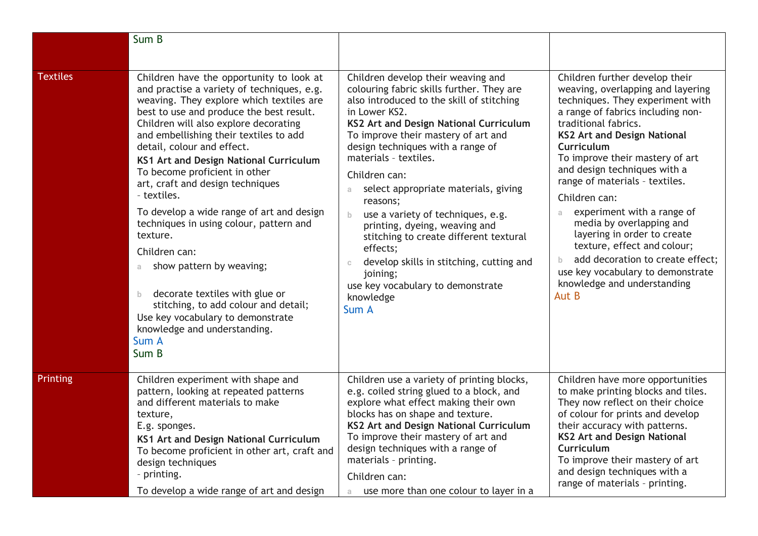| | | | |
|---|---|---|---|
| | Sum B | | |
| Textiles | Children have the opportunity to look at and practise a variety of techniques, e.g. weaving. They explore which textiles are best to use and produce the best result. Children will also explore decorating and embellishing their textiles to add detail, colour and effect.<br>**KS1 Art and Design National Curriculum**<br>To become proficient in other art, craft and design techniques – textiles.<br>To develop a wide range of art and design techniques in using colour, pattern and texture.<br>Children can:<br>a show pattern by weaving;<br>b decorate textiles with glue or stitching, to add colour and detail;<br>Use key vocabulary to demonstrate knowledge and understanding.<br>Sum A<br>Sum B | Children develop their weaving and colouring fabric skills further. They are also introduced to the skill of stitching in Lower KS2.<br>**KS2 Art and Design National Curriculum**<br>To improve their mastery of art and design techniques with a range of materials – textiles.<br>Children can:<br>a select appropriate materials, giving reasons;<br>b use a variety of techniques, e.g. printing, dyeing, weaving and stitching to create different textural effects;<br>c develop skills in stitching, cutting and joining;<br>use key vocabulary to demonstrate knowledge<br>Sum A | Children further develop their weaving, overlapping and layering techniques. They experiment with a range of fabrics including non-traditional fabrics.<br>**KS2 Art and Design National Curriculum**<br>To improve their mastery of art and design techniques with a range of materials – textiles.<br>Children can:<br>a experiment with a range of media by overlapping and layering in order to create texture, effect and colour;<br>b add decoration to create effect;<br>use key vocabulary to demonstrate knowledge and understanding<br>Aut B |
| Printing | Children experiment with shape and pattern, looking at repeated patterns and different materials to make texture,<br>E.g. sponges.<br>**KS1 Art and Design National Curriculum**<br>To become proficient in other art, craft and design techniques – printing.<br>To develop a wide range of art and design | Children use a variety of printing blocks, e.g. coiled string glued to a block, and explore what effect making their own blocks has on shape and texture.<br>**KS2 Art and Design National Curriculum**<br>To improve their mastery of art and design techniques with a range of materials – printing.<br>Children can:<br>a use more than one colour to layer in a | Children have more opportunities to make printing blocks and tiles. They now reflect on their choice of colour for prints and develop their accuracy with patterns.<br>**KS2 Art and Design National Curriculum**<br>To improve their mastery of art and design techniques with a range of materials – printing. |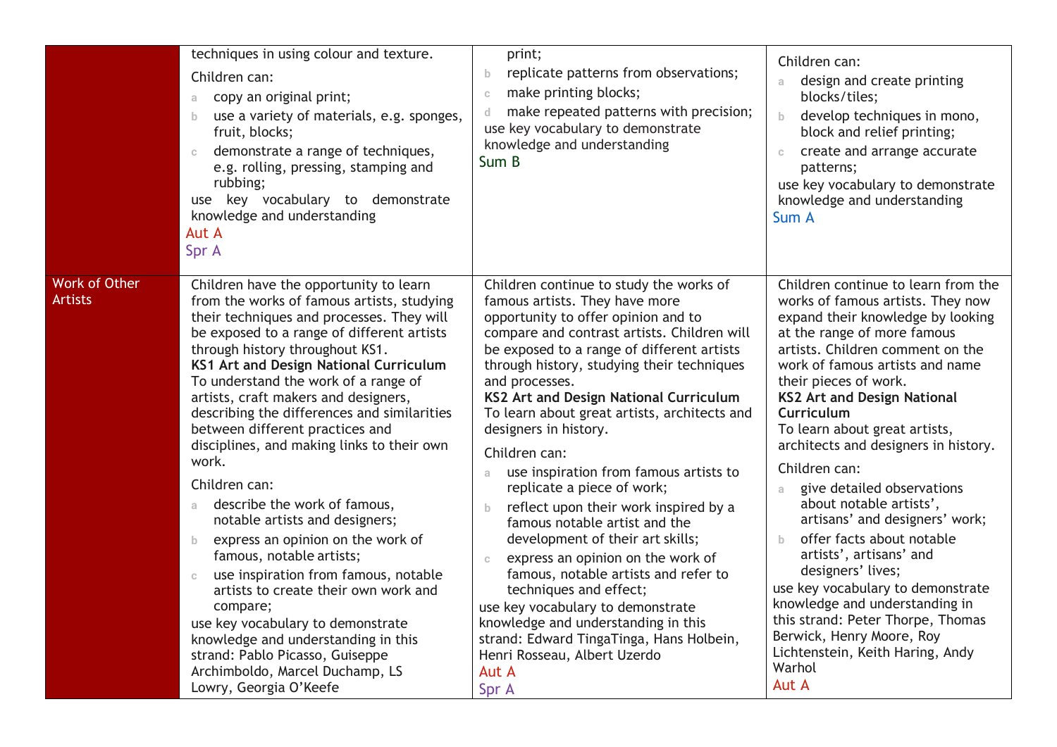| | | | |
|---|---|---|---|
| | techniques in using colour and texture.<br><br>Children can:<br>a copy an original print;<br>b use a variety of materials, e.g. sponges, fruit, blocks;<br>c demonstrate a range of techniques, e.g. rolling, pressing, stamping and rubbing;<br>use key vocabulary to demonstrate knowledge and understanding<br>Aut A<br>Spr A | print;<br>b replicate patterns from observations;<br>c make printing blocks;<br>d make repeated patterns with precision;<br>use key vocabulary to demonstrate knowledge and understanding<br>Sum B | Children can:<br>a design and create printing blocks/tiles;<br>b develop techniques in mono, block and relief printing;<br>c create and arrange accurate patterns;<br>use key vocabulary to demonstrate knowledge and understanding<br>Sum A |
| Work of Other Artists | Children have the opportunity to learn from the works of famous artists, studying their techniques and processes. They will be exposed to a range of different artists through history throughout KS1.<br>**KS1 Art and Design National Curriculum**<br>To understand the work of a range of artists, craft makers and designers, describing the differences and similarities between different practices and disciplines, and making links to their own work.<br><br>Children can:<br>a describe the work of famous, notable artists and designers;<br>b express an opinion on the work of famous, notable artists;<br>c use inspiration from famous, notable artists to create their own work and compare;<br>use key vocabulary to demonstrate knowledge and understanding in this strand: Pablo Picasso, Guiseppe Archimboldo, Marcel Duchamp, LS Lowry, Georgia O'Keefe | Children continue to study the works of famous artists. They have more opportunity to offer opinion and to compare and contrast artists. Children will be exposed to a range of different artists through history, studying their techniques and processes.<br>**KS2 Art and Design National Curriculum**<br>To learn about great artists, architects and designers in history.<br><br>Children can:<br>a use inspiration from famous artists to replicate a piece of work;<br>b reflect upon their work inspired by a famous notable artist and the development of their art skills;<br>c express an opinion on the work of famous, notable artists and refer to techniques and effect;<br>use key vocabulary to demonstrate knowledge and understanding in this strand: Edward TingaTinga, Hans Holbein, Henri Rosseau, Albert Uzerdo<br>Aut A<br>Spr A | Children continue to learn from the works of famous artists. They now expand their knowledge by looking at the range of more famous artists. Children comment on the work of famous artists and name their pieces of work.<br>**KS2 Art and Design National Curriculum**<br>To learn about great artists, architects and designers in history.<br><br>Children can:<br>a give detailed observations about notable artists', artisans' and designers' work;<br>b offer facts about notable artists', artisans' and designers' lives;<br>use key vocabulary to demonstrate knowledge and understanding in this strand: Peter Thorpe, Thomas Berwick, Henry Moore, Roy Lichtenstein, Keith Haring, Andy Warhol<br>Aut A |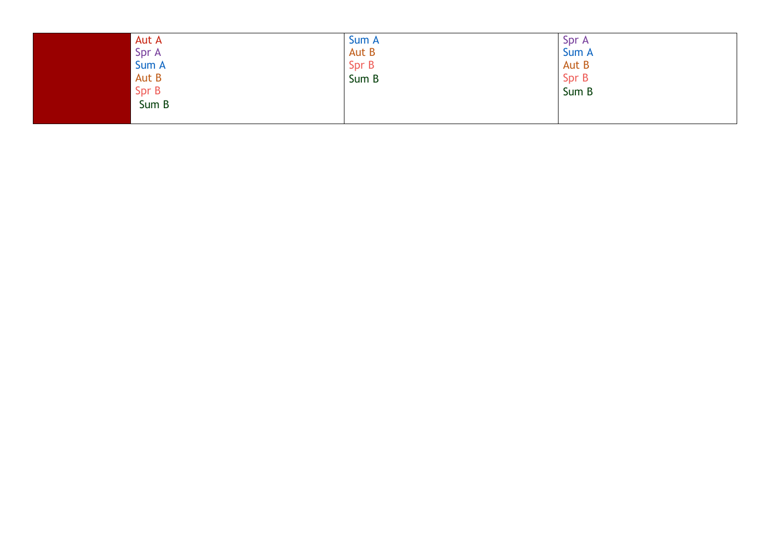| | | | |
|---|---|---|---|
| | Aut A<br>Spr A<br>Sum A<br>Aut B<br>Spr B<br>Sum B | Sum A<br>Aut B<br>Spr B<br>Sum B | Spr A<br>Sum A<br>Aut B<br>Spr B<br>Sum B |